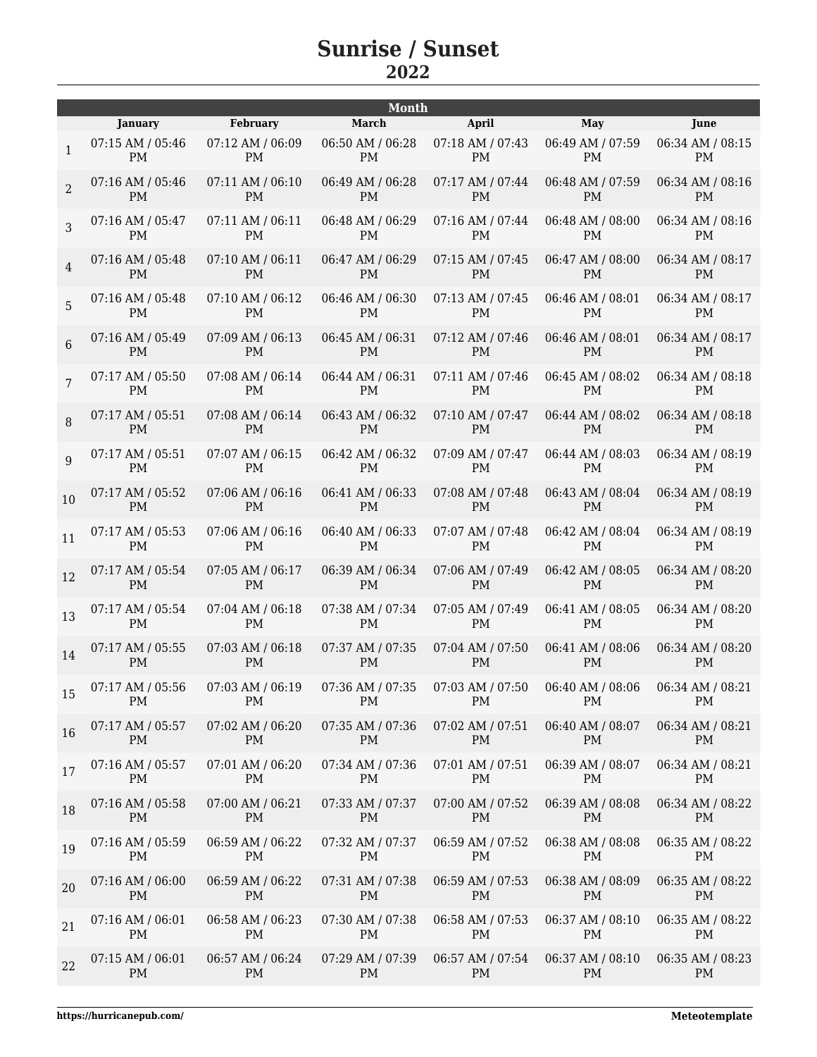# Sunrise / Sunset

## 2022

| | Month | | | | | |
|---|---|---|---|---|---|---|
| | January | February | March | April | May | June |
| 1 | 07:15 AM / 05:46 PM | 07:12 AM / 06:09 PM | 06:50 AM / 06:28 PM | 07:18 AM / 07:43 PM | 06:49 AM / 07:59 PM | 06:34 AM / 08:15 PM |
| 2 | 07:16 AM / 05:46 PM | 07:11 AM / 06:10 PM | 06:49 AM / 06:28 PM | 07:17 AM / 07:44 PM | 06:48 AM / 07:59 PM | 06:34 AM / 08:16 PM |
| 3 | 07:16 AM / 05:47 PM | 07:11 AM / 06:11 PM | 06:48 AM / 06:29 PM | 07:16 AM / 07:44 PM | 06:48 AM / 08:00 PM | 06:34 AM / 08:16 PM |
| 4 | 07:16 AM / 05:48 PM | 07:10 AM / 06:11 PM | 06:47 AM / 06:29 PM | 07:15 AM / 07:45 PM | 06:47 AM / 08:00 PM | 06:34 AM / 08:17 PM |
| 5 | 07:16 AM / 05:48 PM | 07:10 AM / 06:12 PM | 06:46 AM / 06:30 PM | 07:13 AM / 07:45 PM | 06:46 AM / 08:01 PM | 06:34 AM / 08:17 PM |
| 6 | 07:16 AM / 05:49 PM | 07:09 AM / 06:13 PM | 06:45 AM / 06:31 PM | 07:12 AM / 07:46 PM | 06:46 AM / 08:01 PM | 06:34 AM / 08:17 PM |
| 7 | 07:17 AM / 05:50 PM | 07:08 AM / 06:14 PM | 06:44 AM / 06:31 PM | 07:11 AM / 07:46 PM | 06:45 AM / 08:02 PM | 06:34 AM / 08:18 PM |
| 8 | 07:17 AM / 05:51 PM | 07:08 AM / 06:14 PM | 06:43 AM / 06:32 PM | 07:10 AM / 07:47 PM | 06:44 AM / 08:02 PM | 06:34 AM / 08:18 PM |
| 9 | 07:17 AM / 05:51 PM | 07:07 AM / 06:15 PM | 06:42 AM / 06:32 PM | 07:09 AM / 07:47 PM | 06:44 AM / 08:03 PM | 06:34 AM / 08:19 PM |
| 10 | 07:17 AM / 05:52 PM | 07:06 AM / 06:16 PM | 06:41 AM / 06:33 PM | 07:08 AM / 07:48 PM | 06:43 AM / 08:04 PM | 06:34 AM / 08:19 PM |
| 11 | 07:17 AM / 05:53 PM | 07:06 AM / 06:16 PM | 06:40 AM / 06:33 PM | 07:07 AM / 07:48 PM | 06:42 AM / 08:04 PM | 06:34 AM / 08:19 PM |
| 12 | 07:17 AM / 05:54 PM | 07:05 AM / 06:17 PM | 06:39 AM / 06:34 PM | 07:06 AM / 07:49 PM | 06:42 AM / 08:05 PM | 06:34 AM / 08:20 PM |
| 13 | 07:17 AM / 05:54 PM | 07:04 AM / 06:18 PM | 07:38 AM / 07:34 PM | 07:05 AM / 07:49 PM | 06:41 AM / 08:05 PM | 06:34 AM / 08:20 PM |
| 14 | 07:17 AM / 05:55 PM | 07:03 AM / 06:18 PM | 07:37 AM / 07:35 PM | 07:04 AM / 07:50 PM | 06:41 AM / 08:06 PM | 06:34 AM / 08:20 PM |
| 15 | 07:17 AM / 05:56 PM | 07:03 AM / 06:19 PM | 07:36 AM / 07:35 PM | 07:03 AM / 07:50 PM | 06:40 AM / 08:06 PM | 06:34 AM / 08:21 PM |
| 16 | 07:17 AM / 05:57 PM | 07:02 AM / 06:20 PM | 07:35 AM / 07:36 PM | 07:02 AM / 07:51 PM | 06:40 AM / 08:07 PM | 06:34 AM / 08:21 PM |
| 17 | 07:16 AM / 05:57 PM | 07:01 AM / 06:20 PM | 07:34 AM / 07:36 PM | 07:01 AM / 07:51 PM | 06:39 AM / 08:07 PM | 06:34 AM / 08:21 PM |
| 18 | 07:16 AM / 05:58 PM | 07:00 AM / 06:21 PM | 07:33 AM / 07:37 PM | 07:00 AM / 07:52 PM | 06:39 AM / 08:08 PM | 06:34 AM / 08:22 PM |
| 19 | 07:16 AM / 05:59 PM | 06:59 AM / 06:22 PM | 07:32 AM / 07:37 PM | 06:59 AM / 07:52 PM | 06:38 AM / 08:08 PM | 06:35 AM / 08:22 PM |
| 20 | 07:16 AM / 06:00 PM | 06:59 AM / 06:22 PM | 07:31 AM / 07:38 PM | 06:59 AM / 07:53 PM | 06:38 AM / 08:09 PM | 06:35 AM / 08:22 PM |
| 21 | 07:16 AM / 06:01 PM | 06:58 AM / 06:23 PM | 07:30 AM / 07:38 PM | 06:58 AM / 07:53 PM | 06:37 AM / 08:10 PM | 06:35 AM / 08:22 PM |
| 22 | 07:15 AM / 06:01 PM | 06:57 AM / 06:24 PM | 07:29 AM / 07:39 PM | 06:57 AM / 07:54 PM | 06:37 AM / 08:10 PM | 06:35 AM / 08:23 PM |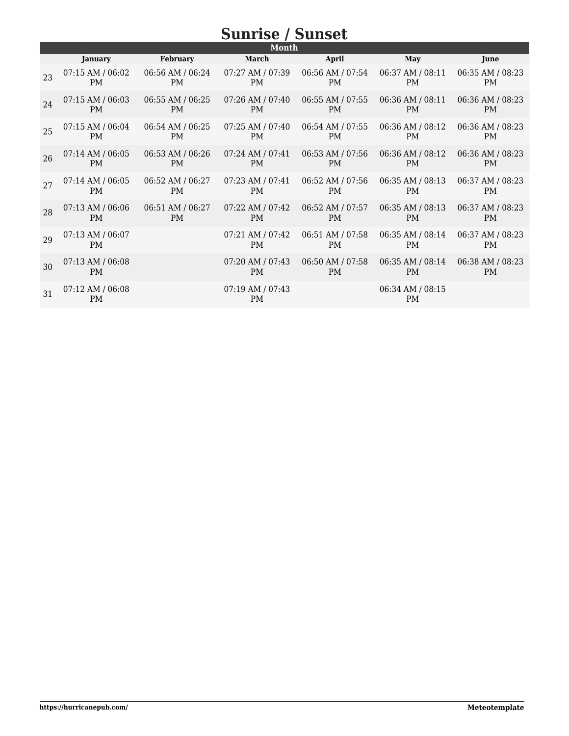# Sunrise / Sunset

| | Month | | | | | |
|---|---|---|---|---|---|---|
| | January | February | March | April | May | June |
| 23 | 07:15 AM / 06:02 PM | 06:56 AM / 06:24 PM | 07:27 AM / 07:39 PM | 06:56 AM / 07:54 PM | 06:37 AM / 08:11 PM | 06:35 AM / 08:23 PM |
| 24 | 07:15 AM / 06:03 PM | 06:55 AM / 06:25 PM | 07:26 AM / 07:40 PM | 06:55 AM / 07:55 PM | 06:36 AM / 08:11 PM | 06:36 AM / 08:23 PM |
| 25 | 07:15 AM / 06:04 PM | 06:54 AM / 06:25 PM | 07:25 AM / 07:40 PM | 06:54 AM / 07:55 PM | 06:36 AM / 08:12 PM | 06:36 AM / 08:23 PM |
| 26 | 07:14 AM / 06:05 PM | 06:53 AM / 06:26 PM | 07:24 AM / 07:41 PM | 06:53 AM / 07:56 PM | 06:36 AM / 08:12 PM | 06:36 AM / 08:23 PM |
| 27 | 07:14 AM / 06:05 PM | 06:52 AM / 06:27 PM | 07:23 AM / 07:41 PM | 06:52 AM / 07:56 PM | 06:35 AM / 08:13 PM | 06:37 AM / 08:23 PM |
| 28 | 07:13 AM / 06:06 PM | 06:51 AM / 06:27 PM | 07:22 AM / 07:42 PM | 06:52 AM / 07:57 PM | 06:35 AM / 08:13 PM | 06:37 AM / 08:23 PM |
| 29 | 07:13 AM / 06:07 PM | | 07:21 AM / 07:42 PM | 06:51 AM / 07:58 PM | 06:35 AM / 08:14 PM | 06:37 AM / 08:23 PM |
| 30 | 07:13 AM / 06:08 PM | | 07:20 AM / 07:43 PM | 06:50 AM / 07:58 PM | 06:35 AM / 08:14 PM | 06:38 AM / 08:23 PM |
| 31 | 07:12 AM / 06:08 PM | | 07:19 AM / 07:43 PM | | 06:34 AM / 08:15 PM | |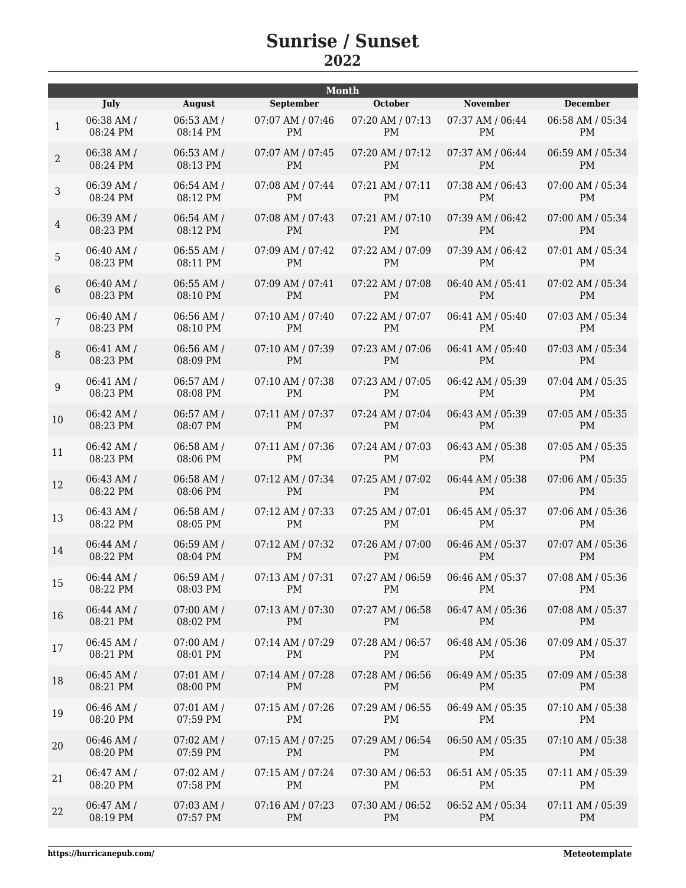# Sunrise / Sunset

## 2022

| | Month | | | | | |
|---|---|---|---|---|---|---|
| | July | August | September | October | November | December |
| 1 | 06:38 AM / 08:24 PM | 06:53 AM / 08:14 PM | 07:07 AM / 07:46 PM | 07:20 AM / 07:13 PM | 07:37 AM / 06:44 PM | 06:58 AM / 05:34 PM |
| 2 | 06:38 AM / 08:24 PM | 06:53 AM / 08:13 PM | 07:07 AM / 07:45 PM | 07:20 AM / 07:12 PM | 07:37 AM / 06:44 PM | 06:59 AM / 05:34 PM |
| 3 | 06:39 AM / 08:24 PM | 06:54 AM / 08:12 PM | 07:08 AM / 07:44 PM | 07:21 AM / 07:11 PM | 07:38 AM / 06:43 PM | 07:00 AM / 05:34 PM |
| 4 | 06:39 AM / 08:23 PM | 06:54 AM / 08:12 PM | 07:08 AM / 07:43 PM | 07:21 AM / 07:10 PM | 07:39 AM / 06:42 PM | 07:00 AM / 05:34 PM |
| 5 | 06:40 AM / 08:23 PM | 06:55 AM / 08:11 PM | 07:09 AM / 07:42 PM | 07:22 AM / 07:09 PM | 07:39 AM / 06:42 PM | 07:01 AM / 05:34 PM |
| 6 | 06:40 AM / 08:23 PM | 06:55 AM / 08:10 PM | 07:09 AM / 07:41 PM | 07:22 AM / 07:08 PM | 06:40 AM / 05:41 PM | 07:02 AM / 05:34 PM |
| 7 | 06:40 AM / 08:23 PM | 06:56 AM / 08:10 PM | 07:10 AM / 07:40 PM | 07:22 AM / 07:07 PM | 06:41 AM / 05:40 PM | 07:03 AM / 05:34 PM |
| 8 | 06:41 AM / 08:23 PM | 06:56 AM / 08:09 PM | 07:10 AM / 07:39 PM | 07:23 AM / 07:06 PM | 06:41 AM / 05:40 PM | 07:03 AM / 05:34 PM |
| 9 | 06:41 AM / 08:23 PM | 06:57 AM / 08:08 PM | 07:10 AM / 07:38 PM | 07:23 AM / 07:05 PM | 06:42 AM / 05:39 PM | 07:04 AM / 05:35 PM |
| 10 | 06:42 AM / 08:23 PM | 06:57 AM / 08:07 PM | 07:11 AM / 07:37 PM | 07:24 AM / 07:04 PM | 06:43 AM / 05:39 PM | 07:05 AM / 05:35 PM |
| 11 | 06:42 AM / 08:23 PM | 06:58 AM / 08:06 PM | 07:11 AM / 07:36 PM | 07:24 AM / 07:03 PM | 06:43 AM / 05:38 PM | 07:05 AM / 05:35 PM |
| 12 | 06:43 AM / 08:22 PM | 06:58 AM / 08:06 PM | 07:12 AM / 07:34 PM | 07:25 AM / 07:02 PM | 06:44 AM / 05:38 PM | 07:06 AM / 05:35 PM |
| 13 | 06:43 AM / 08:22 PM | 06:58 AM / 08:05 PM | 07:12 AM / 07:33 PM | 07:25 AM / 07:01 PM | 06:45 AM / 05:37 PM | 07:06 AM / 05:36 PM |
| 14 | 06:44 AM / 08:22 PM | 06:59 AM / 08:04 PM | 07:12 AM / 07:32 PM | 07:26 AM / 07:00 PM | 06:46 AM / 05:37 PM | 07:07 AM / 05:36 PM |
| 15 | 06:44 AM / 08:22 PM | 06:59 AM / 08:03 PM | 07:13 AM / 07:31 PM | 07:27 AM / 06:59 PM | 06:46 AM / 05:37 PM | 07:08 AM / 05:36 PM |
| 16 | 06:44 AM / 08:21 PM | 07:00 AM / 08:02 PM | 07:13 AM / 07:30 PM | 07:27 AM / 06:58 PM | 06:47 AM / 05:36 PM | 07:08 AM / 05:37 PM |
| 17 | 06:45 AM / 08:21 PM | 07:00 AM / 08:01 PM | 07:14 AM / 07:29 PM | 07:28 AM / 06:57 PM | 06:48 AM / 05:36 PM | 07:09 AM / 05:37 PM |
| 18 | 06:45 AM / 08:21 PM | 07:01 AM / 08:00 PM | 07:14 AM / 07:28 PM | 07:28 AM / 06:56 PM | 06:49 AM / 05:35 PM | 07:09 AM / 05:38 PM |
| 19 | 06:46 AM / 08:20 PM | 07:01 AM / 07:59 PM | 07:15 AM / 07:26 PM | 07:29 AM / 06:55 PM | 06:49 AM / 05:35 PM | 07:10 AM / 05:38 PM |
| 20 | 06:46 AM / 08:20 PM | 07:02 AM / 07:59 PM | 07:15 AM / 07:25 PM | 07:29 AM / 06:54 PM | 06:50 AM / 05:35 PM | 07:10 AM / 05:38 PM |
| 21 | 06:47 AM / 08:20 PM | 07:02 AM / 07:58 PM | 07:15 AM / 07:24 PM | 07:30 AM / 06:53 PM | 06:51 AM / 05:35 PM | 07:11 AM / 05:39 PM |
| 22 | 06:47 AM / 08:19 PM | 07:03 AM / 07:57 PM | 07:16 AM / 07:23 PM | 07:30 AM / 06:52 PM | 06:52 AM / 05:34 PM | 07:11 AM / 05:39 PM |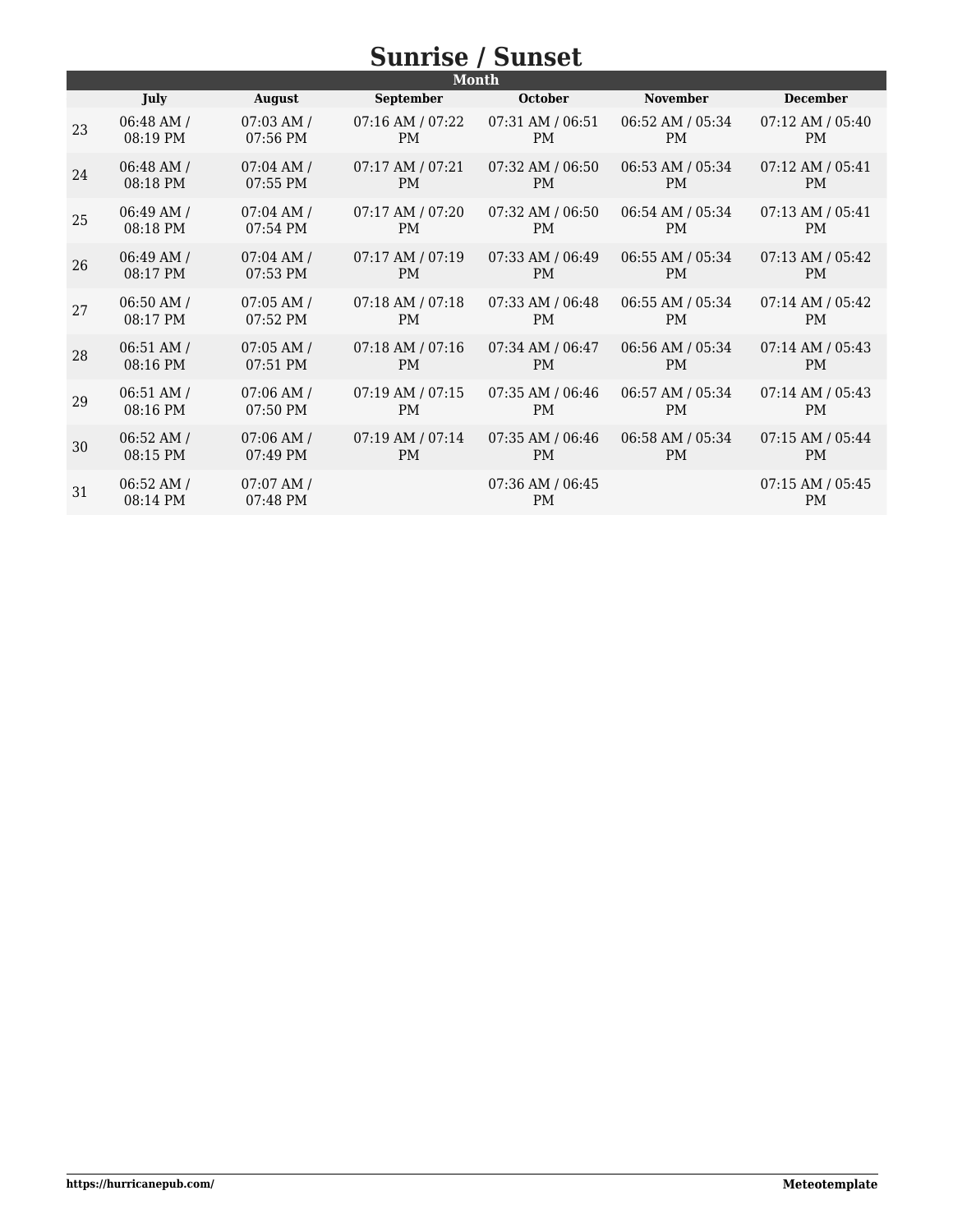# Sunrise / Sunset

| | Month | | | | | |
|---|---|---|---|---|---|---|
| | July | August | September | October | November | December |
| 23 | 06:48 AM / 08:19 PM | 07:03 AM / 07:56 PM | 07:16 AM / 07:22 PM | 07:31 AM / 06:51 PM | 06:52 AM / 05:34 PM | 07:12 AM / 05:40 PM |
| 24 | 06:48 AM / 08:18 PM | 07:04 AM / 07:55 PM | 07:17 AM / 07:21 PM | 07:32 AM / 06:50 PM | 06:53 AM / 05:34 PM | 07:12 AM / 05:41 PM |
| 25 | 06:49 AM / 08:18 PM | 07:04 AM / 07:54 PM | 07:17 AM / 07:20 PM | 07:32 AM / 06:50 PM | 06:54 AM / 05:34 PM | 07:13 AM / 05:41 PM |
| 26 | 06:49 AM / 08:17 PM | 07:04 AM / 07:53 PM | 07:17 AM / 07:19 PM | 07:33 AM / 06:49 PM | 06:55 AM / 05:34 PM | 07:13 AM / 05:42 PM |
| 27 | 06:50 AM / 08:17 PM | 07:05 AM / 07:52 PM | 07:18 AM / 07:18 PM | 07:33 AM / 06:48 PM | 06:55 AM / 05:34 PM | 07:14 AM / 05:42 PM |
| 28 | 06:51 AM / 08:16 PM | 07:05 AM / 07:51 PM | 07:18 AM / 07:16 PM | 07:34 AM / 06:47 PM | 06:56 AM / 05:34 PM | 07:14 AM / 05:43 PM |
| 29 | 06:51 AM / 08:16 PM | 07:06 AM / 07:50 PM | 07:19 AM / 07:15 PM | 07:35 AM / 06:46 PM | 06:57 AM / 05:34 PM | 07:14 AM / 05:43 PM |
| 30 | 06:52 AM / 08:15 PM | 07:06 AM / 07:49 PM | 07:19 AM / 07:14 PM | 07:35 AM / 06:46 PM | 06:58 AM / 05:34 PM | 07:15 AM / 05:44 PM |
| 31 | 06:52 AM / 08:14 PM | 07:07 AM / 07:48 PM | | 07:36 AM / 06:45 PM | | 07:15 AM / 05:45 PM |